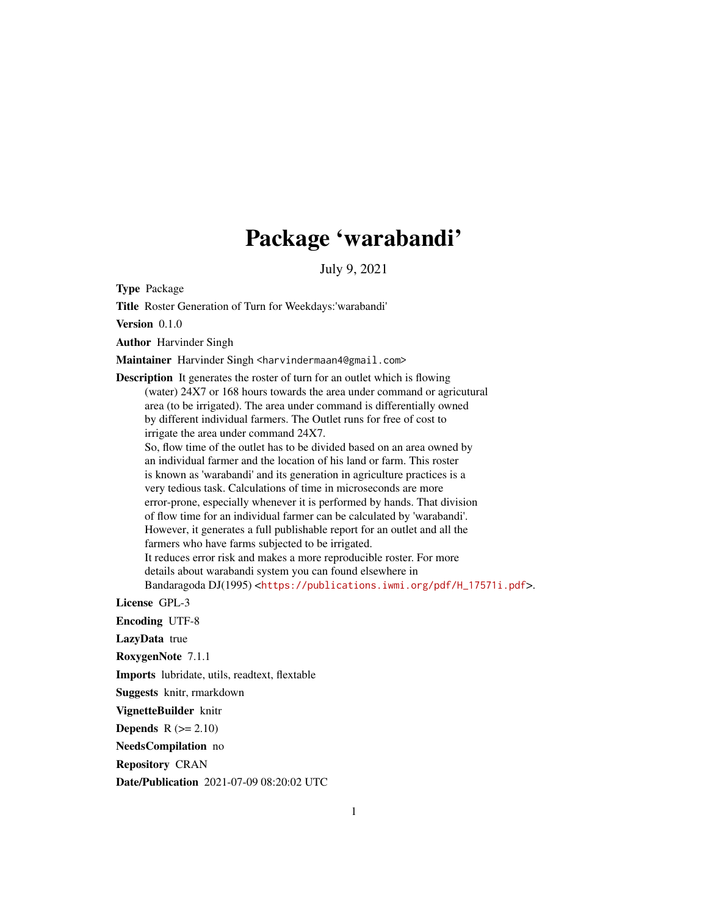# Package 'warabandi'

July 9, 2021

**Type** Package

**Title** Roster Generation of Turn for Weekdays:'warabandi'

**Version** 0.1.0

**Author** Harvinder Singh

**Maintainer** Harvinder Singh <harvindermaan4@gmail.com>

**Description** It generates the roster of turn for an outlet which is flowing (water) 24X7 or 168 hours towards the area under command or agricutural area (to be irrigated). The area under command is differentially owned by different individual farmers. The Outlet runs for free of cost to irrigate the area under command 24X7.
So, flow time of the outlet has to be divided based on an area owned by an individual farmer and the location of his land or farm. This roster is known as 'warabandi' and its generation in agriculture practices is a very tedious task. Calculations of time in microseconds are more error-prone, especially whenever it is performed by hands. That division of flow time for an individual farmer can be calculated by 'warabandi'. However, it generates a full publishable report for an outlet and all the farmers who have farms subjected to be irrigated.
It reduces error risk and makes a more reproducible roster. For more details about warabandi system you can found elsewhere in Bandaragoda DJ(1995) <https://publications.iwmi.org/pdf/H_17571i.pdf>.

**License** GPL-3

**Encoding** UTF-8

**LazyData** true

**RoxygenNote** 7.1.1

**Imports** lubridate, utils, readtext, flextable

**Suggests** knitr, rmarkdown

**VignetteBuilder** knitr

**Depends** R (>= 2.10)

**NeedsCompilation** no

**Repository** CRAN

**Date/Publication** 2021-07-09 08:20:02 UTC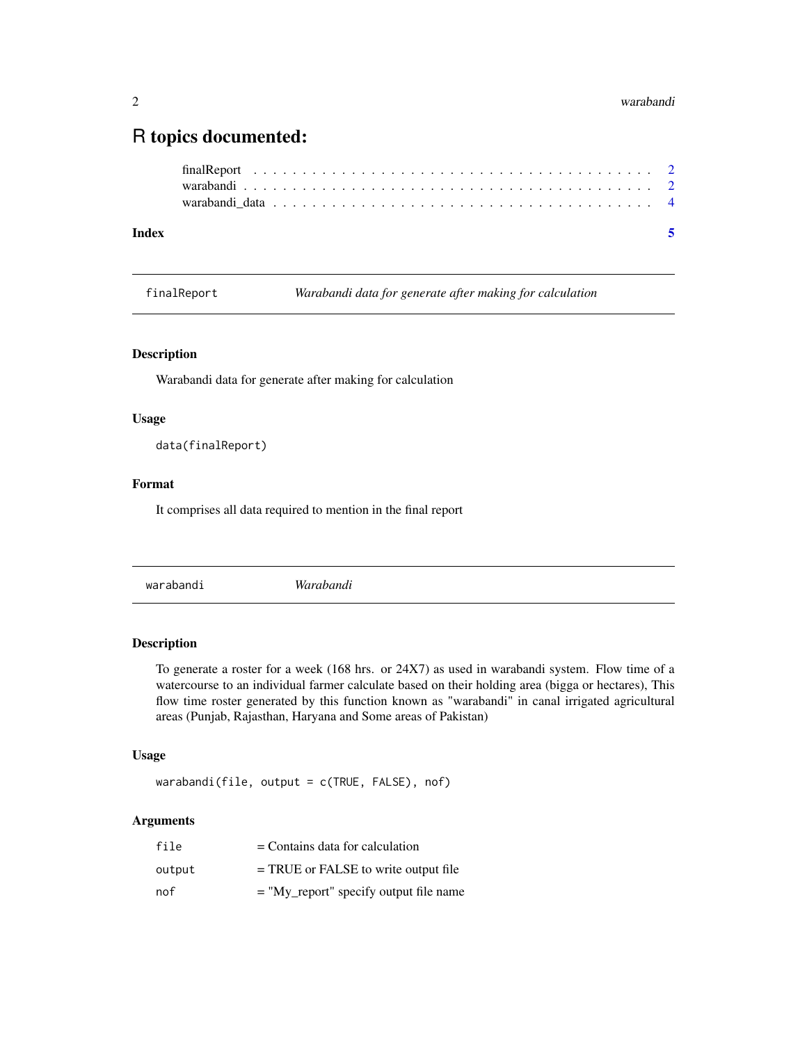# R topics documented:

finalReport . . . . . . . . . . . . . . . . . . . . . . . . . . . . . . . . . . . . . . . . 2
warabandi . . . . . . . . . . . . . . . . . . . . . . . . . . . . . . . . . . . . . . . . . 2
warabandi_data . . . . . . . . . . . . . . . . . . . . . . . . . . . . . . . . . . . . . 4

**Index** **5**

---

`finalReport` *Warabandi data for generate after making for calculation*

---

### Description

Warabandi data for generate after making for calculation

### Usage

```
data(finalReport)
```

### Format

It comprises all data required to mention in the final report

---

`warabandi` *Warabandi*

---

### Description

To generate a roster for a week (168 hrs. or 24X7) as used in warabandi system. Flow time of a watercourse to an individual farmer calculate based on their holding area (bigga or hectares), This flow time roster generated by this function known as "warabandi" in canal irrigated agricultural areas (Punjab, Rajasthan, Haryana and Some areas of Pakistan)

### Usage

```
warabandi(file, output = c(TRUE, FALSE), nof)
```

### Arguments

| | |
|---|---|
| `file` | = Contains data for calculation |
| `output` | = TRUE or FALSE to write output file |
| `nof` | = "My_report" specify output file name |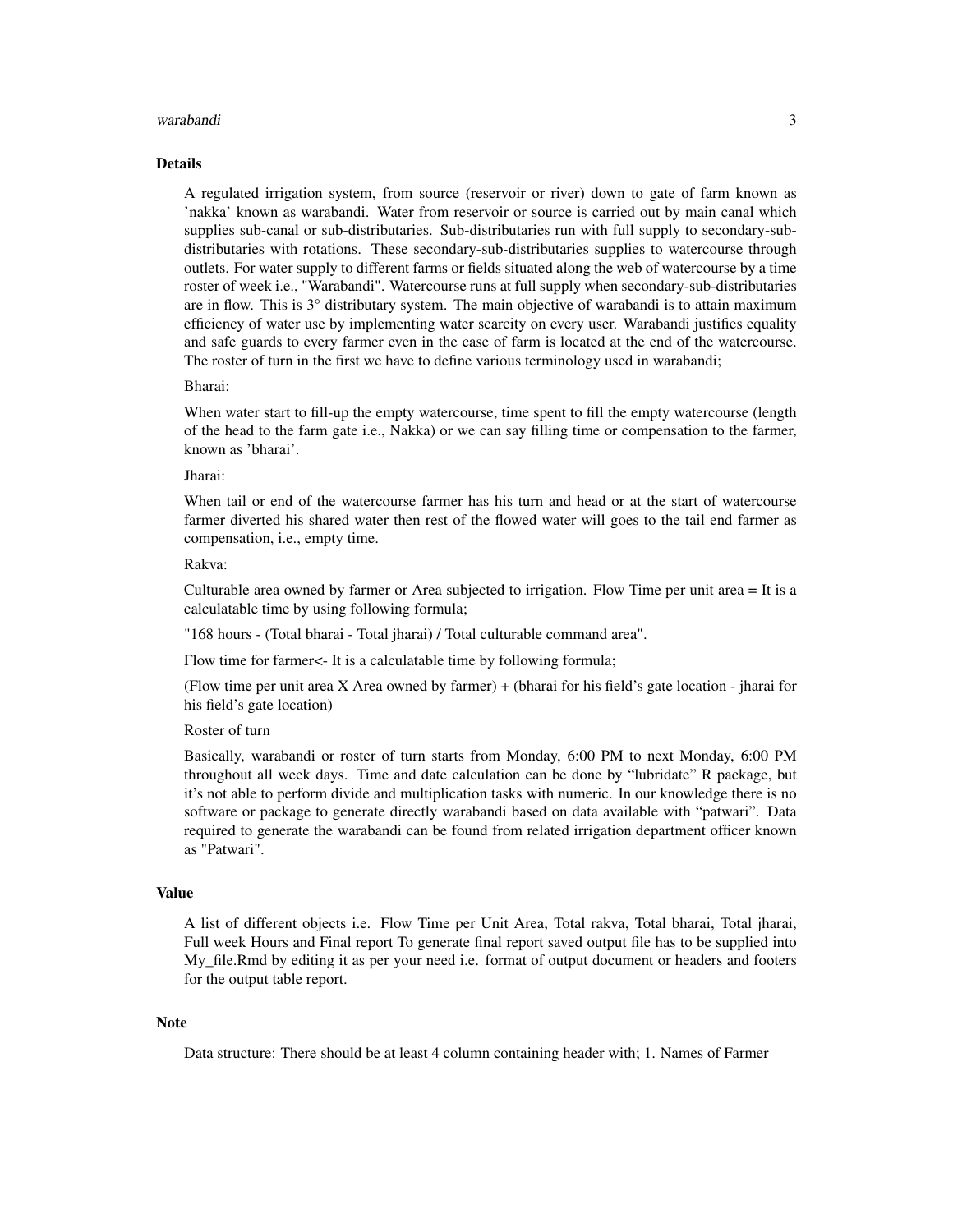### Details

A regulated irrigation system, from source (reservoir or river) down to gate of farm known as 'nakka' known as warabandi. Water from reservoir or source is carried out by main canal which supplies sub-canal or sub-distributaries. Sub-distributaries run with full supply to secondary-sub-distributaries with rotations. These secondary-sub-distributaries supplies to watercourse through outlets. For water supply to different farms or fields situated along the web of watercourse by a time roster of week i.e., "Warabandi". Watercourse runs at full supply when secondary-sub-distributaries are in flow. This is 3° distributary system. The main objective of warabandi is to attain maximum efficiency of water use by implementing water scarcity on every user. Warabandi justifies equality and safe guards to every farmer even in the case of farm is located at the end of the watercourse. The roster of turn in the first we have to define various terminology used in warabandi;

Bharai:

When water start to fill-up the empty watercourse, time spent to fill the empty watercourse (length of the head to the farm gate i.e., Nakka) or we can say filling time or compensation to the farmer, known as 'bharai'.

Jharai:

When tail or end of the watercourse farmer has his turn and head or at the start of watercourse farmer diverted his shared water then rest of the flowed water will goes to the tail end farmer as compensation, i.e., empty time.

Rakva:

Culturable area owned by farmer or Area subjected to irrigation. Flow Time per unit area = It is a calculatable time by using following formula;

"168 hours - (Total bharai - Total jharai) / Total culturable command area".

Flow time for farmer<- It is a calculatable time by following formula;

(Flow time per unit area X Area owned by farmer) + (bharai for his field's gate location - jharai for his field's gate location)

Roster of turn

Basically, warabandi or roster of turn starts from Monday, 6:00 PM to next Monday, 6:00 PM throughout all week days. Time and date calculation can be done by "lubridate" R package, but it's not able to perform divide and multiplication tasks with numeric. In our knowledge there is no software or package to generate directly warabandi based on data available with "patwari". Data required to generate the warabandi can be found from related irrigation department officer known as "Patwari".

### Value

A list of different objects i.e. Flow Time per Unit Area, Total rakva, Total bharai, Total jharai, Full week Hours and Final report To generate final report saved output file has to be supplied into My_file.Rmd by editing it as per your need i.e. format of output document or headers and footers for the output table report.

### Note

Data structure: There should be at least 4 column containing header with; 1. Names of Farmer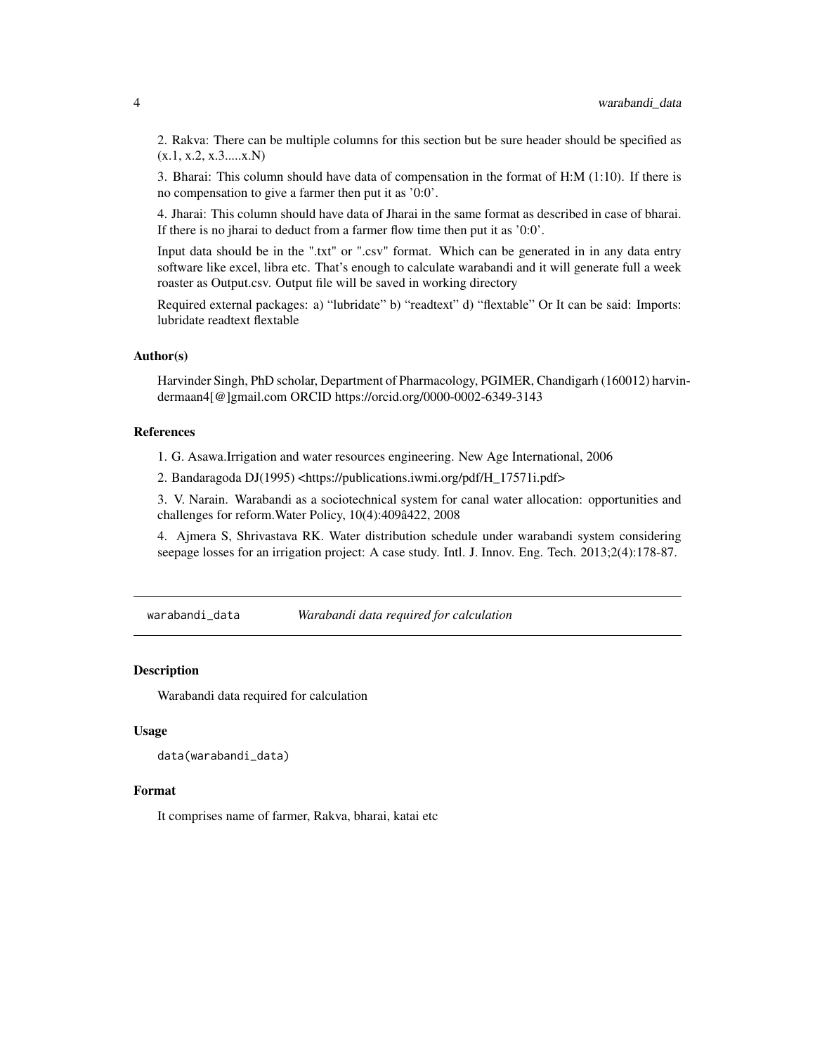2. Rakva: There can be multiple columns for this section but be sure header should be specified as (x.1, x.2, x.3.....x.N)

3. Bharai: This column should have data of compensation in the format of H:M (1:10). If there is no compensation to give a farmer then put it as '0:0'.

4. Jharai: This column should have data of Jharai in the same format as described in case of bharai. If there is no jharai to deduct from a farmer flow time then put it as '0:0'.

Input data should be in the ".txt" or ".csv" format. Which can be generated in in any data entry software like excel, libra etc. That's enough to calculate warabandi and it will generate full a week roaster as Output.csv. Output file will be saved in working directory

Required external packages: a) "lubridate" b) "readtext" d) "flextable" Or It can be said: Imports: lubridate readtext flextable

### Author(s)

Harvinder Singh, PhD scholar, Department of Pharmacology, PGIMER, Chandigarh (160012) harvindermaan4[@]gmail.com ORCID https://orcid.org/0000-0002-6349-3143

### References

1. G. Asawa.Irrigation and water resources engineering. New Age International, 2006

2. Bandaragoda DJ(1995) <https://publications.iwmi.org/pdf/H_17571i.pdf>

3. V. Narain. Warabandi as a sociotechnical system for canal water allocation: opportunities and challenges for reform.Water Policy, 10(4):409â422, 2008

4. Ajmera S, Shrivastava RK. Water distribution schedule under warabandi system considering seepage losses for an irrigation project: A case study. Intl. J. Innov. Eng. Tech. 2013;2(4):178-87.

---

## warabandi_data — *Warabandi data required for calculation*

### Description

Warabandi data required for calculation

### Usage

```
data(warabandi_data)
```

### Format

It comprises name of farmer, Rakva, bharai, katai etc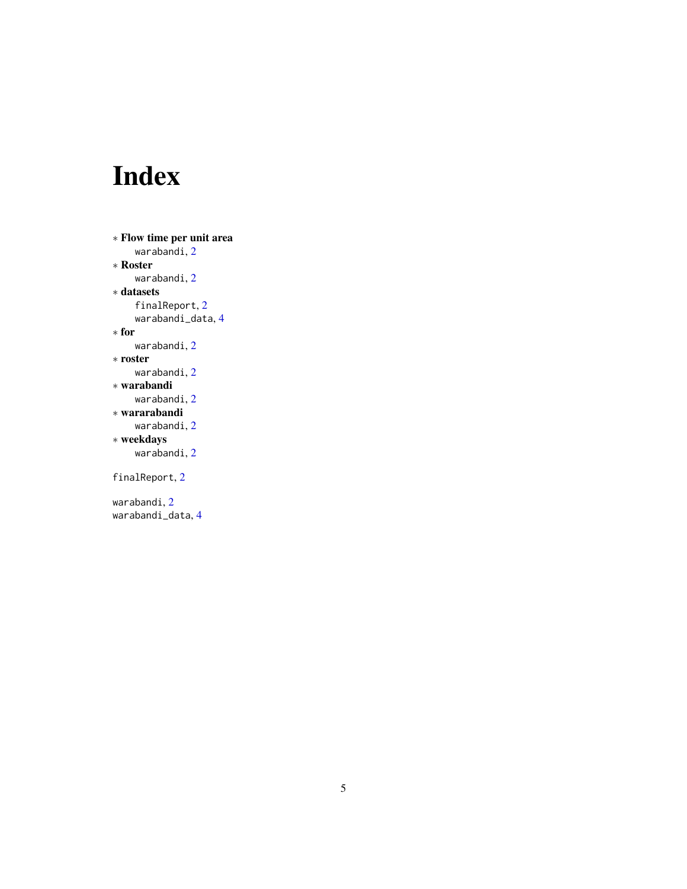# Index

∗ **Flow time per unit area**
  warabandi, 2

∗ **Roster**
  warabandi, 2

∗ **datasets**
  finalReport, 2
  warabandi_data, 4

∗ **for**
  warabandi, 2

∗ **roster**
  warabandi, 2

∗ **warabandi**
  warabandi, 2

∗ **wararabandi**
  warabandi, 2

∗ **weekdays**
  warabandi, 2

finalReport, 2

warabandi, 2
warabandi_data, 4